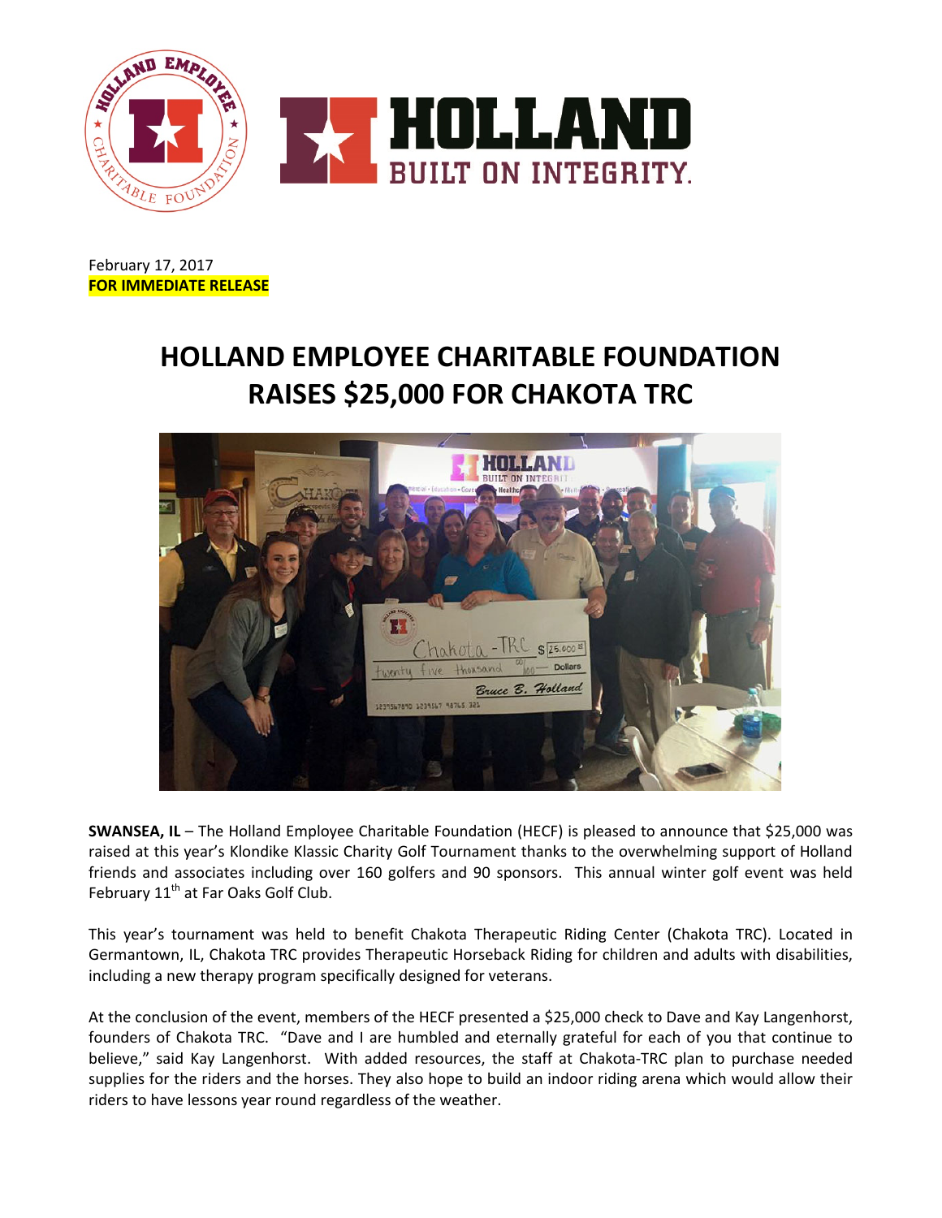February 17, 2017

**FOR IMMEDIATE RELEASE**

# HOLLAND EMPLOYEE CHARITABLE FOUNDATION RAISES $25,000 FOR CHAKOTA TRC

**SWANSEA, IL** – The Holland Employee Charitable Foundation (HECF) is pleased to announce that $25,000 was raised at this year's Klondike Klassic Charity Golf Tournament thanks to the overwhelming support of Holland friends and associates including over 160 golfers and 90 sponsors. This annual winter golf event was held February 11th at Far Oaks Golf Club.

This year's tournament was held to benefit Chakota Therapeutic Riding Center (Chakota TRC). Located in Germantown, IL, Chakota TRC provides Therapeutic Horseback Riding for children and adults with disabilities, including a new therapy program specifically designed for veterans.

At the conclusion of the event, members of the HECF presented a $25,000 check to Dave and Kay Langenhorst, founders of Chakota TRC. "Dave and I are humbled and eternally grateful for each of you that continue to believe," said Kay Langenhorst. With added resources, the staff at Chakota-TRC plan to purchase needed supplies for the riders and the horses. They also hope to build an indoor riding arena which would allow their riders to have lessons year round regardless of the weather.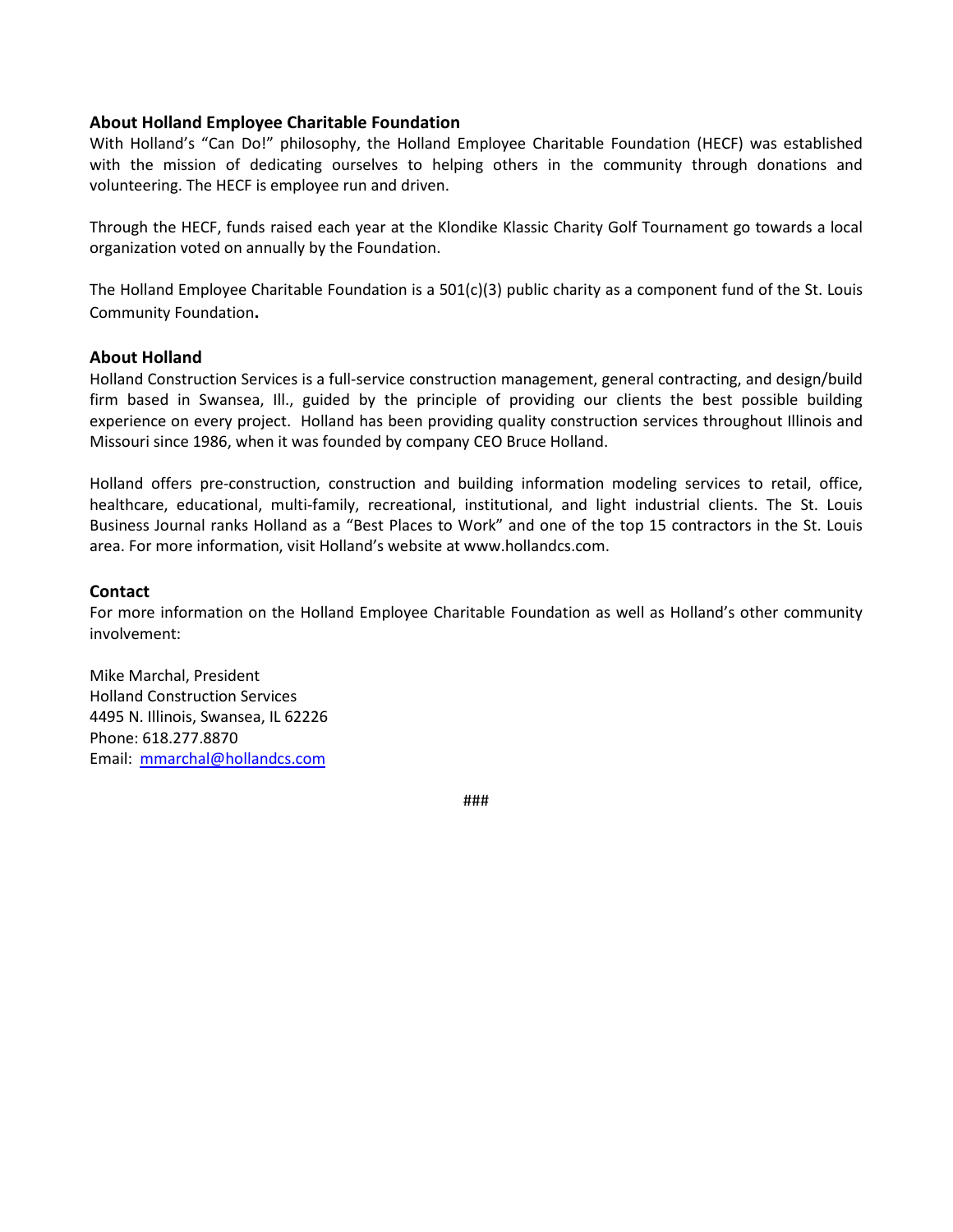## About Holland Employee Charitable Foundation

With Holland's "Can Do!" philosophy, the Holland Employee Charitable Foundation (HECF) was established with the mission of dedicating ourselves to helping others in the community through donations and volunteering. The HECF is employee run and driven.

Through the HECF, funds raised each year at the Klondike Klassic Charity Golf Tournament go towards a local organization voted on annually by the Foundation.

The Holland Employee Charitable Foundation is a 501(c)(3) public charity as a component fund of the St. Louis Community Foundation**.**

## About Holland

Holland Construction Services is a full-service construction management, general contracting, and design/build firm based in Swansea, Ill., guided by the principle of providing our clients the best possible building experience on every project. Holland has been providing quality construction services throughout Illinois and Missouri since 1986, when it was founded by company CEO Bruce Holland.

Holland offers pre-construction, construction and building information modeling services to retail, office, healthcare, educational, multi-family, recreational, institutional, and light industrial clients. The St. Louis Business Journal ranks Holland as a "Best Places to Work" and one of the top 15 contractors in the St. Louis area. For more information, visit Holland's website at www.hollandcs.com.

## Contact

For more information on the Holland Employee Charitable Foundation as well as Holland's other community involvement:

Mike Marchal, President
Holland Construction Services
4495 N. Illinois, Swansea, IL 62226
Phone: 618.277.8870
Email: mmarchal@hollandcs.com

###